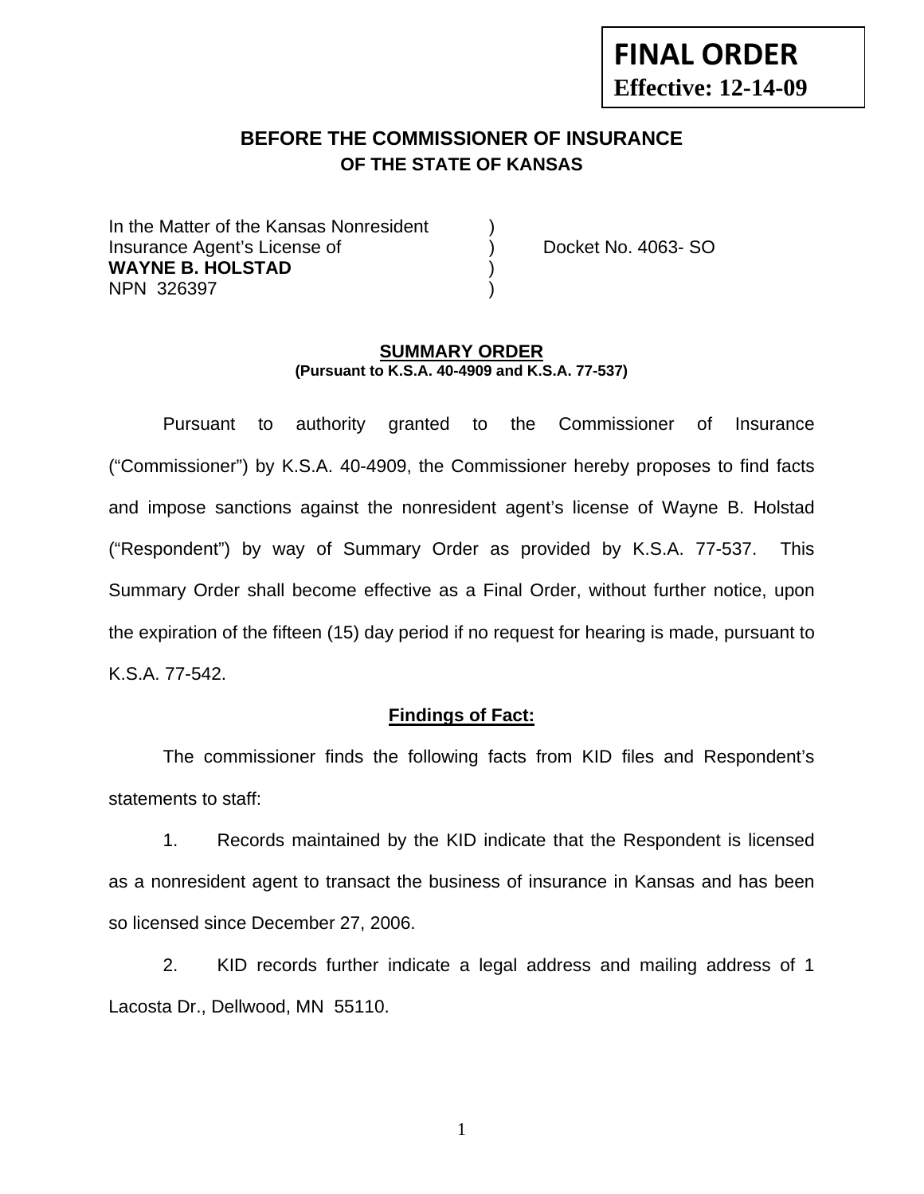**FINAL ORDER**
**Effective: 12-14-09**

## BEFORE THE COMMISSIONER OF INSURANCE
### OF THE STATE OF KANSAS

In the Matter of the Kansas Nonresident )
Insurance Agent's License of ) Docket No. 4063- SO
**WAYNE B. HOLSTAD** )
NPN 326397 )

### SUMMARY ORDER
**(Pursuant to K.S.A. 40-4909 and K.S.A. 77-537)**

Pursuant to authority granted to the Commissioner of Insurance ("Commissioner") by K.S.A. 40-4909, the Commissioner hereby proposes to find facts and impose sanctions against the nonresident agent's license of Wayne B. Holstad ("Respondent") by way of Summary Order as provided by K.S.A. 77-537. This Summary Order shall become effective as a Final Order, without further notice, upon the expiration of the fifteen (15) day period if no request for hearing is made, pursuant to K.S.A. 77-542.

**Findings of Fact:**

The commissioner finds the following facts from KID files and Respondent's statements to staff:

1. Records maintained by the KID indicate that the Respondent is licensed as a nonresident agent to transact the business of insurance in Kansas and has been so licensed since December 27, 2006.

2. KID records further indicate a legal address and mailing address of 1 Lacosta Dr., Dellwood, MN 55110.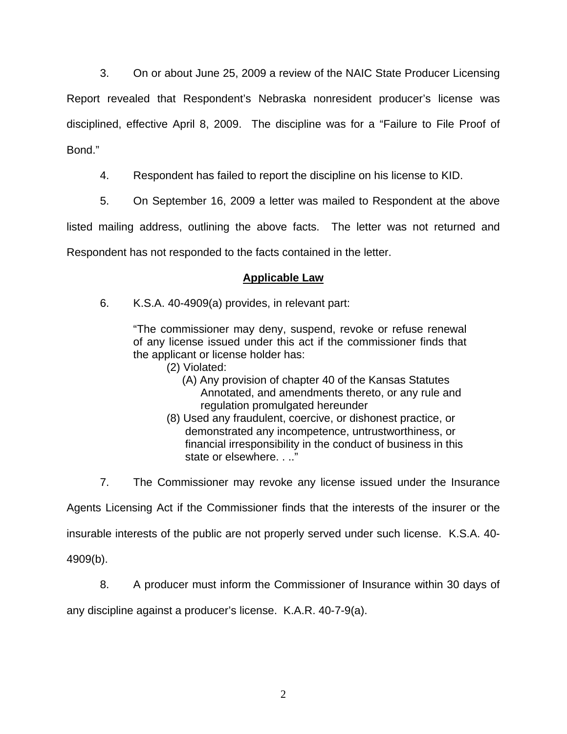3. On or about June 25, 2009 a review of the NAIC State Producer Licensing Report revealed that Respondent's Nebraska nonresident producer's license was disciplined, effective April 8, 2009. The discipline was for a "Failure to File Proof of Bond."

4. Respondent has failed to report the discipline on his license to KID.

5. On September 16, 2009 a letter was mailed to Respondent at the above listed mailing address, outlining the above facts. The letter was not returned and Respondent has not responded to the facts contained in the letter.

## Applicable Law

6. K.S.A. 40-4909(a) provides, in relevant part:

> "The commissioner may deny, suspend, revoke or refuse renewal of any license issued under this act if the commissioner finds that the applicant or license holder has:
>
> (2) Violated:
>
> (A) Any provision of chapter 40 of the Kansas Statutes Annotated, and amendments thereto, or any rule and regulation promulgated hereunder
>
> (8) Used any fraudulent, coercive, or dishonest practice, or demonstrated any incompetence, untrustworthiness, or financial irresponsibility in the conduct of business in this state or elsewhere. . .."

7. The Commissioner may revoke any license issued under the Insurance Agents Licensing Act if the Commissioner finds that the interests of the insurer or the insurable interests of the public are not properly served under such license. K.S.A. 40-4909(b).

8. A producer must inform the Commissioner of Insurance within 30 days of any discipline against a producer's license. K.A.R. 40-7-9(a).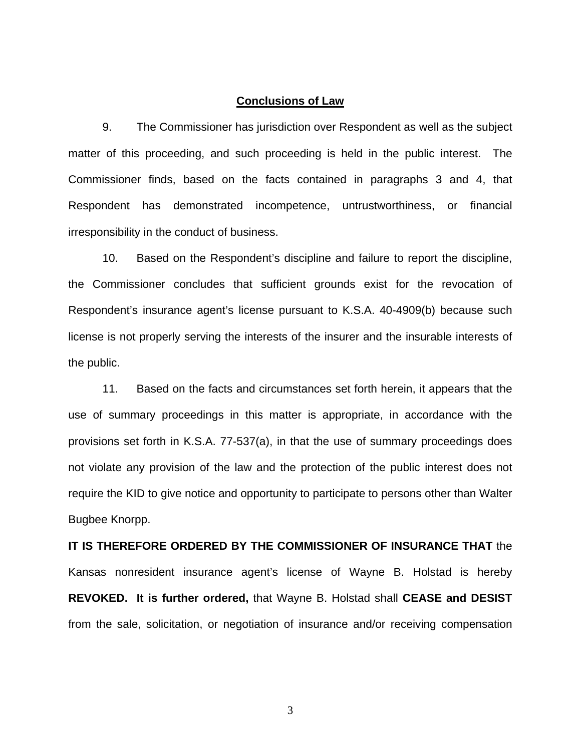## Conclusions of Law

9. The Commissioner has jurisdiction over Respondent as well as the subject matter of this proceeding, and such proceeding is held in the public interest. The Commissioner finds, based on the facts contained in paragraphs 3 and 4, that Respondent has demonstrated incompetence, untrustworthiness, or financial irresponsibility in the conduct of business.

10. Based on the Respondent's discipline and failure to report the discipline, the Commissioner concludes that sufficient grounds exist for the revocation of Respondent's insurance agent's license pursuant to K.S.A. 40-4909(b) because such license is not properly serving the interests of the insurer and the insurable interests of the public.

11. Based on the facts and circumstances set forth herein, it appears that the use of summary proceedings in this matter is appropriate, in accordance with the provisions set forth in K.S.A. 77-537(a), in that the use of summary proceedings does not violate any provision of the law and the protection of the public interest does not require the KID to give notice and opportunity to participate to persons other than Walter Bugbee Knorpp.

**IT IS THEREFORE ORDERED BY THE COMMISSIONER OF INSURANCE THAT** the Kansas nonresident insurance agent's license of Wayne B. Holstad is hereby **REVOKED. It is further ordered,** that Wayne B. Holstad shall **CEASE and DESIST** from the sale, solicitation, or negotiation of insurance and/or receiving compensation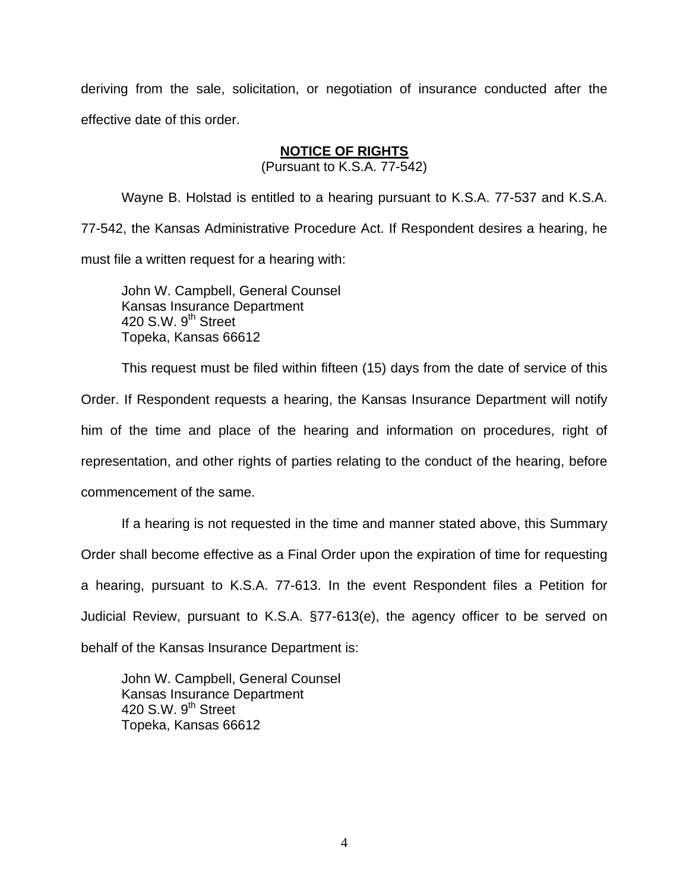deriving from the sale, solicitation, or negotiation of insurance conducted after the effective date of this order.

**NOTICE OF RIGHTS**
(Pursuant to K.S.A. 77-542)

Wayne B. Holstad is entitled to a hearing pursuant to K.S.A. 77-537 and K.S.A. 77-542, the Kansas Administrative Procedure Act. If Respondent desires a hearing, he must file a written request for a hearing with:

John W. Campbell, General Counsel
Kansas Insurance Department
420 S.W. 9th Street
Topeka, Kansas 66612

This request must be filed within fifteen (15) days from the date of service of this Order. If Respondent requests a hearing, the Kansas Insurance Department will notify him of the time and place of the hearing and information on procedures, right of representation, and other rights of parties relating to the conduct of the hearing, before commencement of the same.

If a hearing is not requested in the time and manner stated above, this Summary Order shall become effective as a Final Order upon the expiration of time for requesting a hearing, pursuant to K.S.A. 77-613. In the event Respondent files a Petition for Judicial Review, pursuant to K.S.A. §77-613(e), the agency officer to be served on behalf of the Kansas Insurance Department is:

John W. Campbell, General Counsel
Kansas Insurance Department
420 S.W. 9th Street
Topeka, Kansas 66612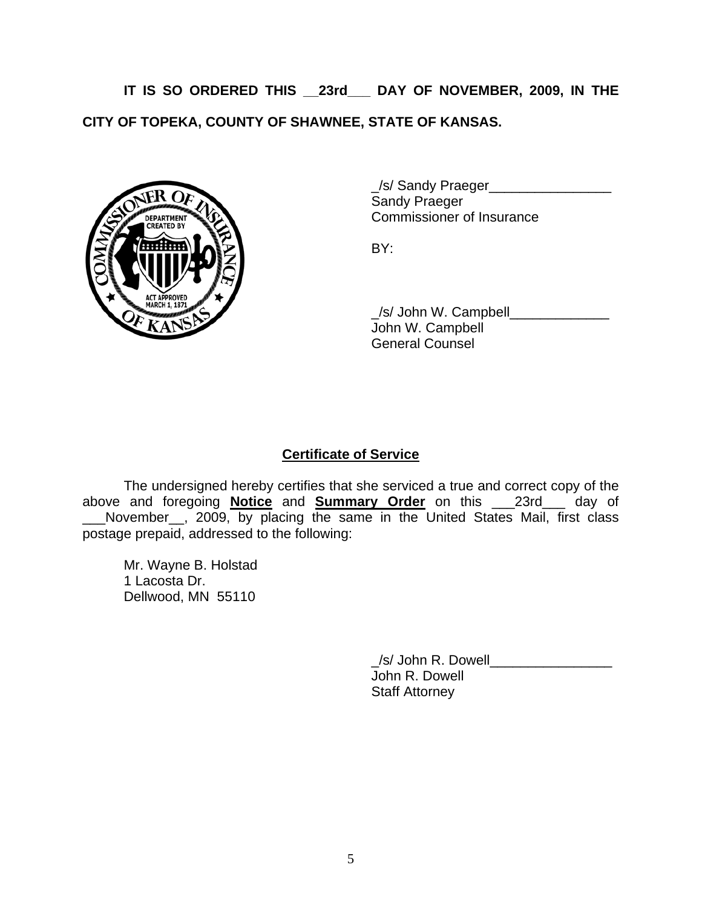**IT IS SO ORDERED THIS __23rd___ DAY OF NOVEMBER, 2009, IN THE CITY OF TOPEKA, COUNTY OF SHAWNEE, STATE OF KANSAS.**

_/s/ Sandy Praeger________________
Sandy Praeger
Commissioner of Insurance

BY:

_/s/ John W. Campbell_____________
John W. Campbell
General Counsel

## **Certificate of Service**

The undersigned hereby certifies that she serviced a true and correct copy of the above and foregoing **Notice** and **Summary Order** on this ___23rd___ day of ___November__, 2009, by placing the same in the United States Mail, first class postage prepaid, addressed to the following:

Mr. Wayne B. Holstad
1 Lacosta Dr.
Dellwood, MN 55110

_/s/ John R. Dowell________________
John R. Dowell
Staff Attorney